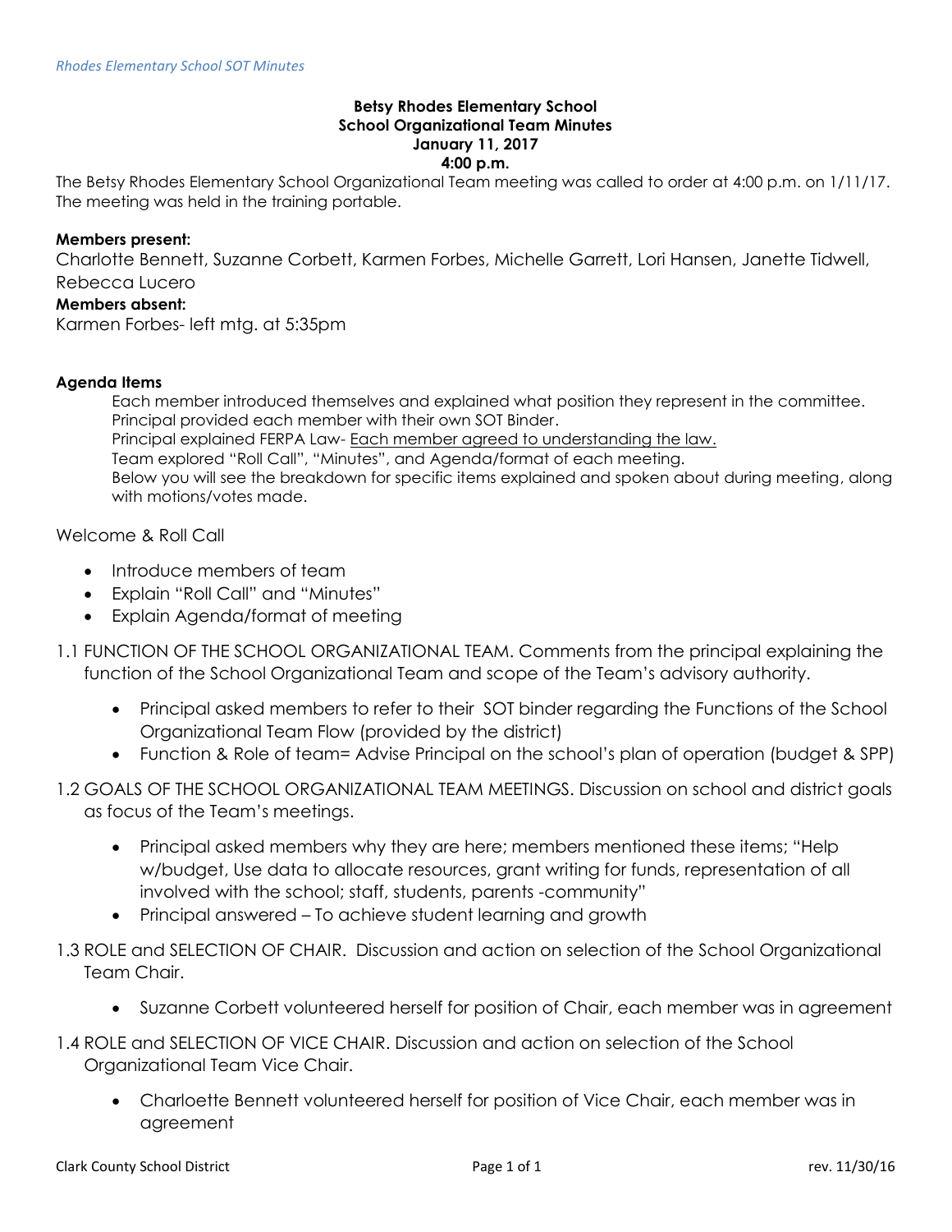**Betsy Rhodes Elementary School**
**School Organizational Team Minutes**
**January 11, 2017**
**4:00 p.m.**

The Betsy Rhodes Elementary School Organizational Team meeting was called to order at 4:00 p.m. on 1/11/17. The meeting was held in the training portable.

**Members present:**

Charlotte Bennett, Suzanne Corbett, Karmen Forbes, Michelle Garrett, Lori Hansen, Janette Tidwell, Rebecca Lucero

**Members absent:**

Karmen Forbes- left mtg. at 5:35pm

**Agenda Items**

Each member introduced themselves and explained what position they represent in the committee.
Principal provided each member with their own SOT Binder.
Principal explained FERPA Law- Each member agreed to understanding the law.
Team explored "Roll Call", "Minutes", and Agenda/format of each meeting.
Below you will see the breakdown for specific items explained and spoken about during meeting, along with motions/votes made.

Welcome & Roll Call

- Introduce members of team
- Explain "Roll Call" and "Minutes"
- Explain Agenda/format of meeting

1.1 FUNCTION OF THE SCHOOL ORGANIZATIONAL TEAM. Comments from the principal explaining the function of the School Organizational Team and scope of the Team's advisory authority.

- Principal asked members to refer to their SOT binder regarding the Functions of the School Organizational Team Flow (provided by the district)
- Function & Role of team= Advise Principal on the school's plan of operation (budget & SPP)

1.2 GOALS OF THE SCHOOL ORGANIZATIONAL TEAM MEETINGS. Discussion on school and district goals as focus of the Team's meetings.

- Principal asked members why they are here; members mentioned these items; "Help w/budget, Use data to allocate resources, grant writing for funds, representation of all involved with the school; staff, students, parents -community"
- Principal answered – To achieve student learning and growth

1.3 ROLE and SELECTION OF CHAIR. Discussion and action on selection of the School Organizational Team Chair.

- Suzanne Corbett volunteered herself for position of Chair, each member was in agreement

1.4 ROLE and SELECTION OF VICE CHAIR. Discussion and action on selection of the School Organizational Team Vice Chair.

- Charloette Bennett volunteered herself for position of Vice Chair, each member was in agreement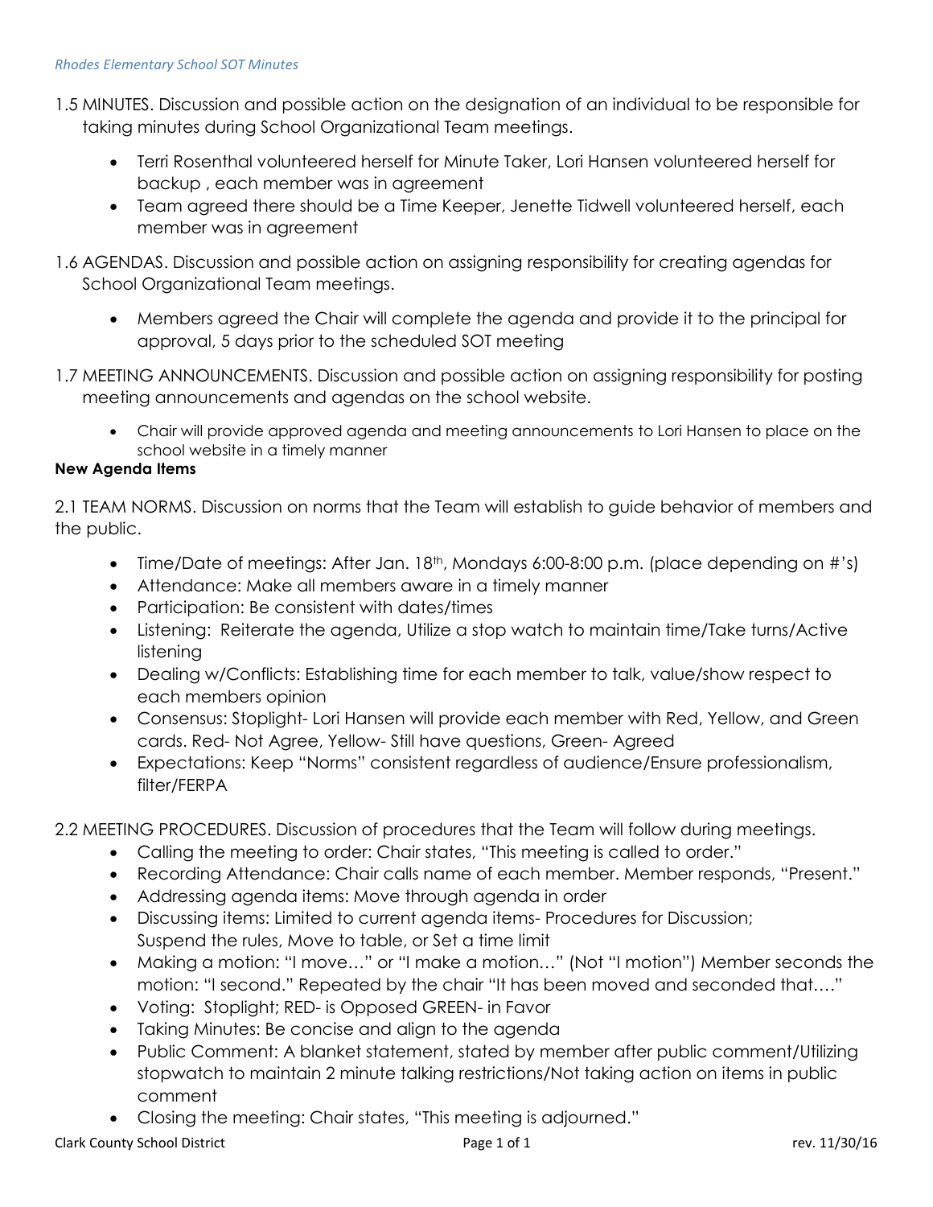1.5 MINUTES. Discussion and possible action on the designation of an individual to be responsible for taking minutes during School Organizational Team meetings.

- Terri Rosenthal volunteered herself for Minute Taker, Lori Hansen volunteered herself for backup , each member was in agreement
- Team agreed there should be a Time Keeper, Jenette Tidwell volunteered herself, each member was in agreement

1.6 AGENDAS. Discussion and possible action on assigning responsibility for creating agendas for School Organizational Team meetings.

- Members agreed the Chair will complete the agenda and provide it to the principal for approval, 5 days prior to the scheduled SOT meeting

1.7 MEETING ANNOUNCEMENTS. Discussion and possible action on assigning responsibility for posting meeting announcements and agendas on the school website.

- Chair will provide approved agenda and meeting announcements to Lori Hansen to place on the school website in a timely manner

**New Agenda Items**

2.1 TEAM NORMS. Discussion on norms that the Team will establish to guide behavior of members and the public.

- Time/Date of meetings: After Jan. 18th, Mondays 6:00-8:00 p.m. (place depending on #'s)
- Attendance: Make all members aware in a timely manner
- Participation: Be consistent with dates/times
- Listening: Reiterate the agenda, Utilize a stop watch to maintain time/Take turns/Active listening
- Dealing w/Conflicts: Establishing time for each member to talk, value/show respect to each members opinion
- Consensus: Stoplight- Lori Hansen will provide each member with Red, Yellow, and Green cards. Red- Not Agree, Yellow- Still have questions, Green- Agreed
- Expectations: Keep "Norms" consistent regardless of audience/Ensure professionalism, filter/FERPA

2.2 MEETING PROCEDURES. Discussion of procedures that the Team will follow during meetings.

- Calling the meeting to order: Chair states, "This meeting is called to order."
- Recording Attendance: Chair calls name of each member. Member responds, "Present."
- Addressing agenda items: Move through agenda in order
- Discussing items: Limited to current agenda items- Procedures for Discussion; Suspend the rules, Move to table, or Set a time limit
- Making a motion: "I move…" or "I make a motion…" (Not "I motion") Member seconds the motion: "I second." Repeated by the chair "It has been moved and seconded that…."
- Voting: Stoplight; RED- is Opposed GREEN- in Favor
- Taking Minutes: Be concise and align to the agenda
- Public Comment: A blanket statement, stated by member after public comment/Utilizing stopwatch to maintain 2 minute talking restrictions/Not taking action on items in public comment
- Closing the meeting: Chair states, "This meeting is adjourned."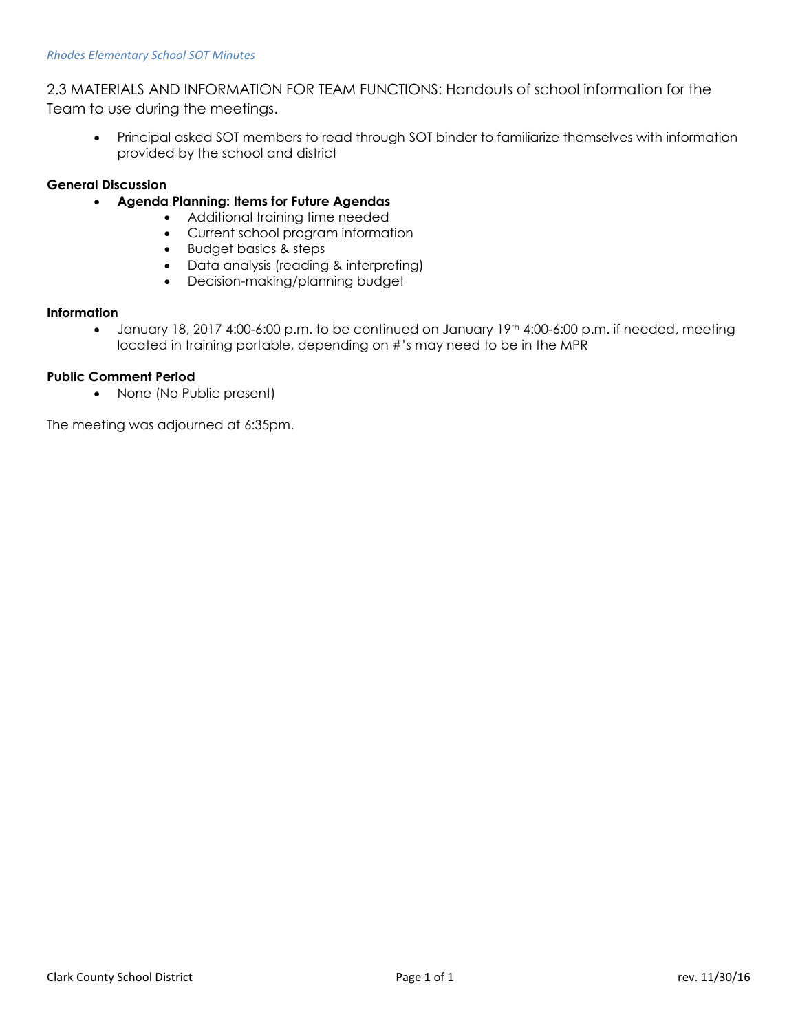2.3 MATERIALS AND INFORMATION FOR TEAM FUNCTIONS: Handouts of school information for the Team to use during the meetings.

- Principal asked SOT members to read through SOT binder to familiarize themselves with information provided by the school and district

**General Discussion**

- **Agenda Planning: Items for Future Agendas**
  - Additional training time needed
  - Current school program information
  - Budget basics & steps
  - Data analysis (reading & interpreting)
  - Decision-making/planning budget

**Information**

- January 18, 2017 4:00-6:00 p.m. to be continued on January 19th 4:00-6:00 p.m. if needed, meeting located in training portable, depending on #'s may need to be in the MPR

**Public Comment Period**

- None (No Public present)

The meeting was adjourned at 6:35pm.